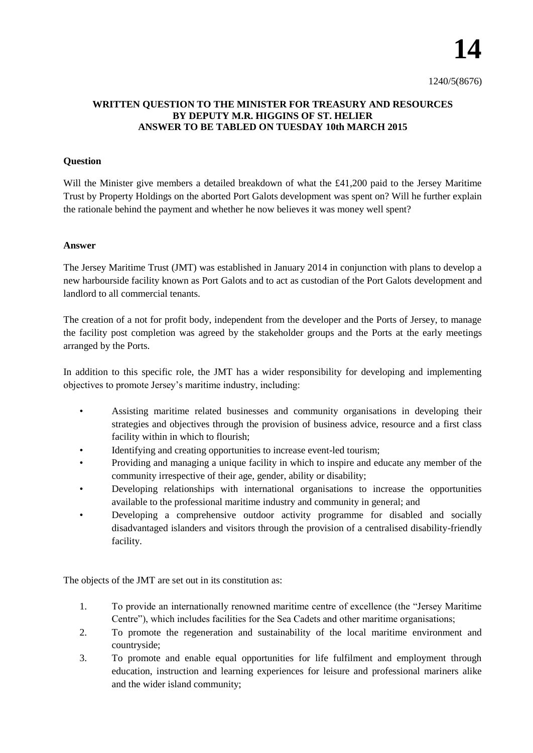# 14

1240/5(8676)

**WRITTEN QUESTION TO THE MINISTER FOR TREASURY AND RESOURCES BY DEPUTY M.R. HIGGINS OF ST. HELIER ANSWER TO BE TABLED ON TUESDAY 10th MARCH 2015**

**Question**

Will the Minister give members a detailed breakdown of what the £41,200 paid to the Jersey Maritime Trust by Property Holdings on the aborted Port Galots development was spent on? Will he further explain the rationale behind the payment and whether he now believes it was money well spent?

**Answer**

The Jersey Maritime Trust (JMT) was established in January 2014 in conjunction with plans to develop a new harbourside facility known as Port Galots and to act as custodian of the Port Galots development and landlord to all commercial tenants.

The creation of a not for profit body, independent from the developer and the Ports of Jersey, to manage the facility post completion was agreed by the stakeholder groups and the Ports at the early meetings arranged by the Ports.

In addition to this specific role, the JMT has a wider responsibility for developing and implementing objectives to promote Jersey's maritime industry, including:

- Assisting maritime related businesses and community organisations in developing their strategies and objectives through the provision of business advice, resource and a first class facility within in which to flourish;
- Identifying and creating opportunities to increase event-led tourism;
- Providing and managing a unique facility in which to inspire and educate any member of the community irrespective of their age, gender, ability or disability;
- Developing relationships with international organisations to increase the opportunities available to the professional maritime industry and community in general; and
- Developing a comprehensive outdoor activity programme for disabled and socially disadvantaged islanders and visitors through the provision of a centralised disability-friendly facility.

The objects of the JMT are set out in its constitution as:

1. To provide an internationally renowned maritime centre of excellence (the "Jersey Maritime Centre"), which includes facilities for the Sea Cadets and other maritime organisations;
2. To promote the regeneration and sustainability of the local maritime environment and countryside;
3. To promote and enable equal opportunities for life fulfilment and employment through education, instruction and learning experiences for leisure and professional mariners alike and the wider island community;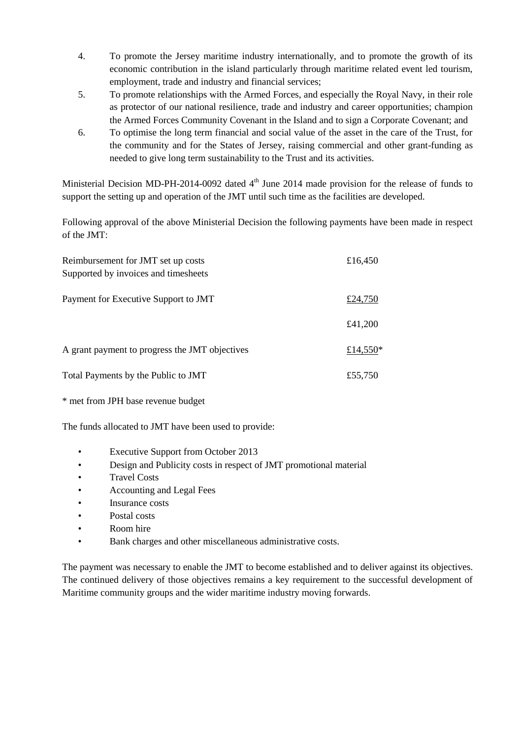4. To promote the Jersey maritime industry internationally, and to promote the growth of its economic contribution in the island particularly through maritime related event led tourism, employment, trade and industry and financial services;
5. To promote relationships with the Armed Forces, and especially the Royal Navy, in their role as protector of our national resilience, trade and industry and career opportunities; champion the Armed Forces Community Covenant in the Island and to sign a Corporate Covenant; and
6. To optimise the long term financial and social value of the asset in the care of the Trust, for the community and for the States of Jersey, raising commercial and other grant-funding as needed to give long term sustainability to the Trust and its activities.

Ministerial Decision MD-PH-2014-0092 dated 4th June 2014 made provision for the release of funds to support the setting up and operation of the JMT until such time as the facilities are developed.

Following approval of the above Ministerial Decision the following payments have been made in respect of the JMT:

| | |
|---|---|
| Reimbursement for JMT set up costs<br>Supported by invoices and timesheets | £16,450 |
| Payment for Executive Support to JMT | £24,750 |
| | £41,200 |
| A grant payment to progress the JMT objectives | £14,550* |
| Total Payments by the Public to JMT | £55,750 |

\* met from JPH base revenue budget

The funds allocated to JMT have been used to provide:

- Executive Support from October 2013
- Design and Publicity costs in respect of JMT promotional material
- Travel Costs
- Accounting and Legal Fees
- Insurance costs
- Postal costs
- Room hire
- Bank charges and other miscellaneous administrative costs.

The payment was necessary to enable the JMT to become established and to deliver against its objectives. The continued delivery of those objectives remains a key requirement to the successful development of Maritime community groups and the wider maritime industry moving forwards.